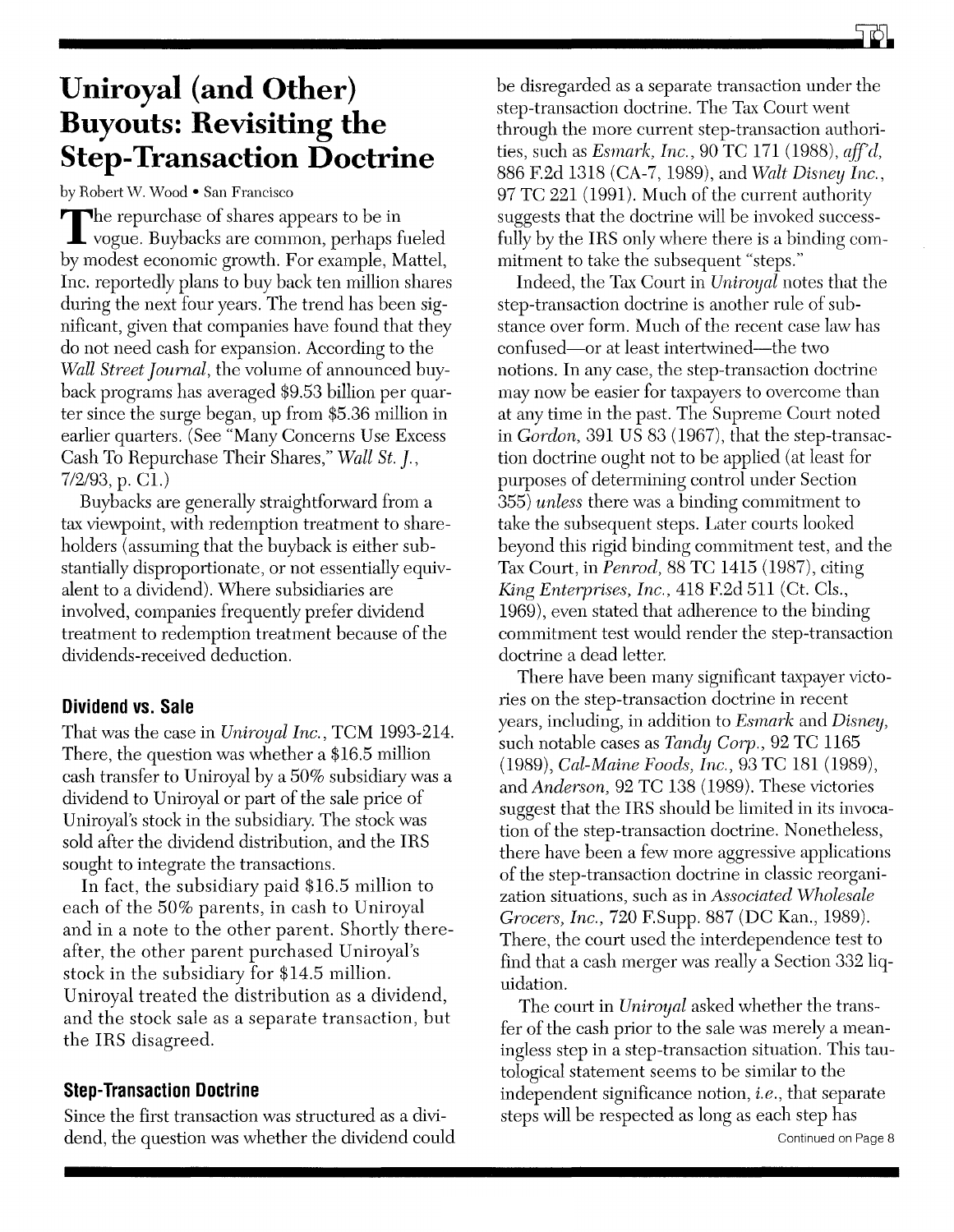# Uniroyal (and Other) Buyouts: Revisiting the Step-Transaction Doctrine

by Robert W. Wood • San Francisco

The repurchase of shares appears to be in vogue. Buybacks are common, perhaps fueled by modest economic growth. For example, Mattel, Inc. reportedly plans to buy back ten million shares during the next four years. The trend has been significant, given that companies have found that they do not need cash for expansion. According to the *Wall Street Journal*, the volume of announced buyback programs has averaged $9.53 billion per quarter since the surge began, up from $5.36 million in earlier quarters. (See "Many Concerns Use Excess Cash To Repurchase Their Shares," *Wall St. J.*, 7/2/93, p. C1.)

Buybacks are generally straightforward from a tax viewpoint, with redemption treatment to shareholders (assuming that the buyback is either substantially disproportionate, or not essentially equivalent to a dividend). Where subsidiaries are involved, companies frequently prefer dividend treatment to redemption treatment because of the dividends-received deduction.

## Dividend vs. Sale

That was the case in *Uniroyal Inc.*, TCM 1993-214. There, the question was whether a $16.5 million cash transfer to Uniroyal by a 50% subsidiary was a dividend to Uniroyal or part of the sale price of Uniroyal's stock in the subsidiary. The stock was sold after the dividend distribution, and the IRS sought to integrate the transactions.

In fact, the subsidiary paid $16.5 million to each of the 50% parents, in cash to Uniroyal and in a note to the other parent. Shortly thereafter, the other parent purchased Uniroyal's stock in the subsidiary for $14.5 million. Uniroyal treated the distribution as a dividend, and the stock sale as a separate transaction, but the IRS disagreed.

## Step-Transaction Doctrine

Since the first transaction was structured as a dividend, the question was whether the dividend could be disregarded as a separate transaction under the step-transaction doctrine. The Tax Court went through the more current step-transaction authorities, such as *Esmark, Inc.*, 90 TC 171 (1988), *aff'd*, 886 F.2d 1318 (CA-7, 1989), and *Walt Disney Inc.*, 97 TC 221 (1991). Much of the current authority suggests that the doctrine will be invoked successfully by the IRS only where there is a binding commitment to take the subsequent "steps."

Indeed, the Tax Court in *Uniroyal* notes that the step-transaction doctrine is another rule of substance over form. Much of the recent case law has confused—or at least intertwined—the two notions. In any case, the step-transaction doctrine may now be easier for taxpayers to overcome than at any time in the past. The Supreme Court noted in *Gordon*, 391 US 83 (1967), that the step-transaction doctrine ought not to be applied (at least for purposes of determining control under Section 355) *unless* there was a binding commitment to take the subsequent steps. Later courts looked beyond this rigid binding commitment test, and the Tax Court, in *Penrod*, 88 TC 1415 (1987), citing *King Enterprises, Inc.*, 418 F.2d 511 (Ct. Cls., 1969), even stated that adherence to the binding commitment test would render the step-transaction doctrine a dead letter.

There have been many significant taxpayer victories on the step-transaction doctrine in recent years, including, in addition to *Esmark* and *Disney*, such notable cases as *Tandy Corp.*, 92 TC 1165 (1989), *Cal-Maine Foods, Inc.*, 93 TC 181 (1989), and *Anderson*, 92 TC 138 (1989). These victories suggest that the IRS should be limited in its invocation of the step-transaction doctrine. Nonetheless, there have been a few more aggressive applications of the step-transaction doctrine in classic reorganization situations, such as in *Associated Wholesale Grocers, Inc.*, 720 F.Supp. 887 (DC Kan., 1989). There, the court used the interdependence test to find that a cash merger was really a Section 332 liquidation.

The court in *Uniroyal* asked whether the transfer of the cash prior to the sale was merely a meaningless step in a step-transaction situation. This tautological statement seems to be similar to the independent significance notion, *i.e.*, that separate steps will be respected as long as each step has

Continued on Page 8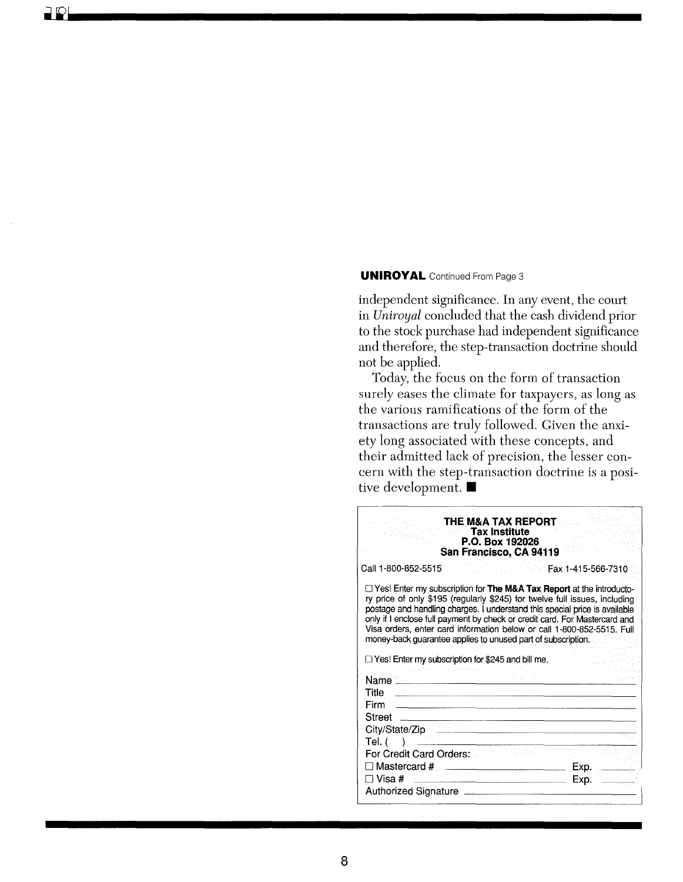**UNIROYAL** Continued From Page 3

independent significance. In any event, the court in *Uniroyal* concluded that the cash dividend prior to the stock purchase had independent significance and therefore, the step-transaction doctrine should not be applied.

Today, the focus on the form of transaction surely eases the climate for taxpayers, as long as the various ramifications of the form of the transactions are truly followed. Given the anxiety long associated with these concepts, and their admitted lack of precision, the lesser concern with the step-transaction doctrine is a positive development. ■

**THE M&A TAX REPORT**
**Tax Institute**
**P.O. Box 192026**
**San Francisco, CA 94119**

Call 1-800-852-5515 Fax 1-415-566-7310

☐ Yes! Enter my subscription for **The M&A Tax Report** at the introductory price of only $195 (regularly $245) for twelve full issues, including postage and handling charges. I understand this special price is available only if I enclose full payment by check or credit card. For Mastercard and Visa orders, enter card information below or call 1-800-852-5515. Full money-back guarantee applies to unused part of subscription.

☐ Yes! Enter my subscription for $245 and bill me.

Name ______________________
Title ______________________
Firm ______________________
Street ______________________
City/State/Zip ______________________
Tel. ( ) ______________________
For Credit Card Orders:
☐ Mastercard # ______________ Exp. ______
☐ Visa # ______________ Exp. ______
Authorized Signature ______________________